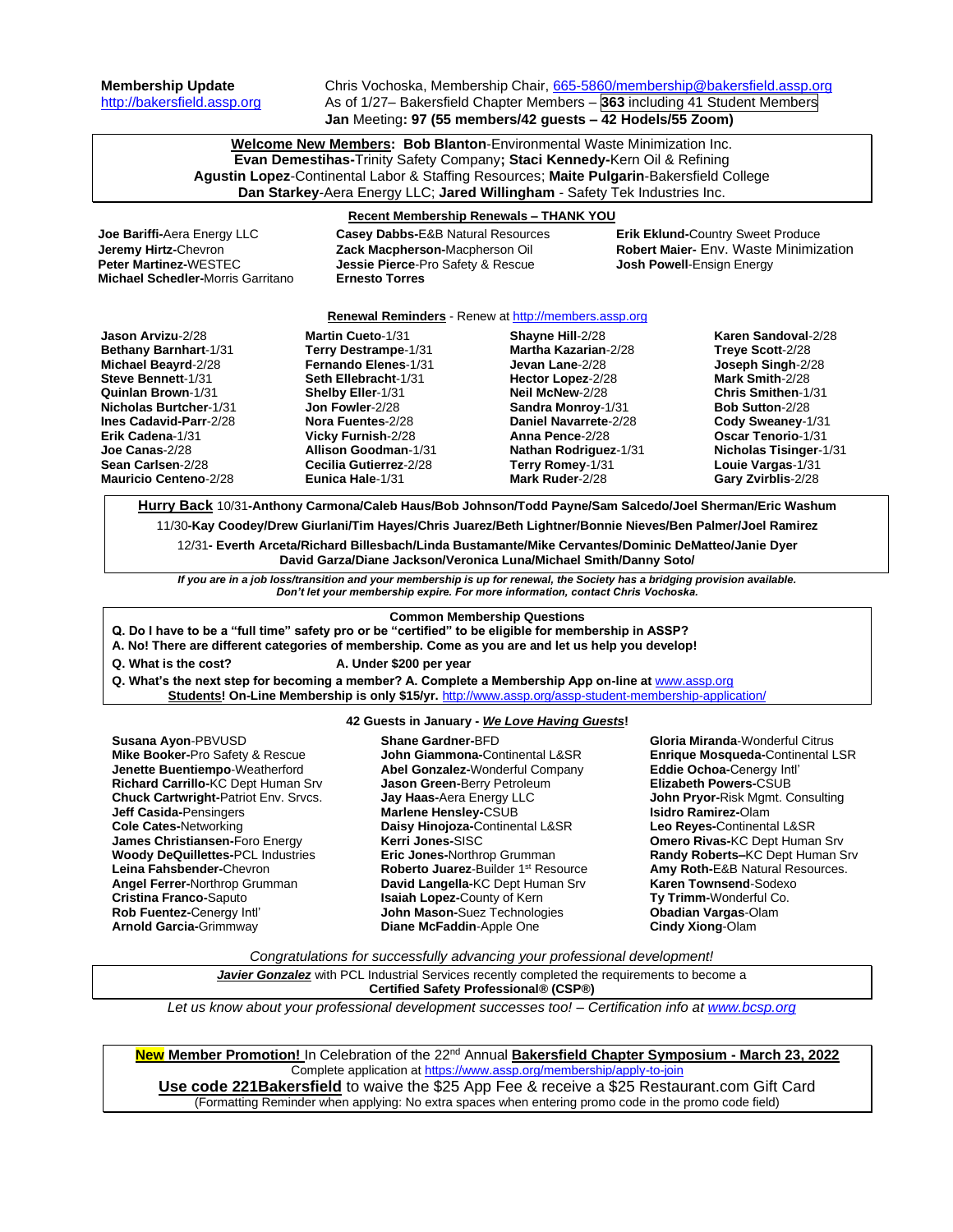**Membership Update**
http://bakersfield.assp.org

Chris Vochoska, Membership Chair, 665-5860/membership@bakersfield.assp.org
As of 1/27– Bakersfield Chapter Members – **363** including 41 Student Members
**Jan** Meeting**: 97 (55 members/42 guests – 42 Hodels/55 Zoom)**

**Welcome New Members: Bob Blanton**-Environmental Waste Minimization Inc.
**Evan Demestihas-**Trinity Safety Company**; Staci Kennedy-**Kern Oil & Refining
**Agustin Lopez**-Continental Labor & Staffing Resources; **Maite Pulgarin**-Bakersfield College
**Dan Starkey**-Aera Energy LLC; **Jared Willingham** - Safety Tek Industries Inc.

**Recent Membership Renewals – THANK YOU**

**Joe Bariffi-**Aera Energy LLC
**Jeremy Hirtz-**Chevron
**Peter Martinez-**WESTEC
**Michael Schedler-**Morris Garritano
**Casey Dabbs-**E&B Natural Resources
**Zack Macpherson-**Macpherson Oil
**Jessie Pierce**-Pro Safety & Rescue
**Ernesto Torres**
**Erik Eklund-**Country Sweet Produce
**Robert Maier-** Env. Waste Minimization
**Josh Powell**-Ensign Energy

**Renewal Reminders** - Renew at http://members.assp.org

**Jason Arvizu**-2/28
**Bethany Barnhart**-1/31
**Michael Beayrd**-2/28
**Steve Bennett**-1/31
**Quinlan Brown**-1/31
**Nicholas Burtcher**-1/31
**Ines Cadavid-Parr**-2/28
**Erik Cadena**-1/31
**Joe Canas**-2/28
**Sean Carlsen**-2/28
**Mauricio Centeno**-2/28
**Martin Cueto**-1/31
**Terry Destrampe**-1/31
**Fernando Elenes**-1/31
**Seth Ellebracht**-1/31
**Shelby Eller**-1/31
**Jon Fowler**-2/28
**Nora Fuentes**-2/28
**Vicky Furnish**-2/28
**Allison Goodman**-1/31
**Cecilia Gutierrez**-2/28
**Eunica Hale**-1/31
**Shayne Hill**-2/28
**Martha Kazarian**-2/28
**Jevan Lane**-2/28
**Hector Lopez**-2/28
**Neil McNew**-2/28
**Sandra Monroy**-1/31
**Daniel Navarrete**-2/28
**Anna Pence**-2/28
**Nathan Rodriguez**-1/31
**Terry Romey**-1/31
**Mark Ruder**-2/28
**Karen Sandoval**-2/28
**Treye Scott**-2/28
**Joseph Singh**-2/28
**Mark Smith**-2/28
**Chris Smithen**-1/31
**Bob Sutton**-2/28
**Cody Sweaney**-1/31
**Oscar Tenorio**-1/31
**Nicholas Tisinger**-1/31
**Louie Vargas**-1/31
**Gary Zvirblis**-2/28

**Hurry Back** 10/31**-Anthony Carmona/Caleb Haus/Bob Johnson/Todd Payne/Sam Salcedo/Joel Sherman/Eric Washum**
11/30**-Kay Coodey/Drew Giurlani/Tim Hayes/Chris Juarez/Beth Lightner/Bonnie Nieves/Ben Palmer/Joel Ramirez**
12/31**- Everth Arceta/Richard Billesbach/Linda Bustamante/Mike Cervantes/Dominic DeMatteo/Janie Dyer**
**David Garza/Diane Jackson/Veronica Luna/Michael Smith/Danny Soto/**

***If you are in a job loss/transition and your membership is up for renewal, the Society has a bridging provision available. Don't let your membership expire. For more information, contact Chris Vochoska.***

**Common Membership Questions**

**Q. Do I have to be a "full time" safety pro or be "certified" to be eligible for membership in ASSP?**
**A. No! There are different categories of membership. Come as you are and let us help you develop!**
**Q. What is the cost?** **A. Under $200 per year**
**Q. What's the next step for becoming a member? A. Complete a Membership App on-line at** www.assp.org
**Students! On-Line Membership is only $15/yr.** http://www.assp.org/assp-student-membership-application/

**42 Guests in January - *We Love Having Guests*!**

**Susana Ayon**-PBVUSD
**Mike Booker-**Pro Safety & Rescue
**Jenette Buentiempo**-Weatherford
**Richard Carrillo-**KC Dept Human Srv
**Chuck Cartwright-**Patriot Env. Srvcs.
**Jeff Casida-**Pensingers
**Cole Cates-**Networking
**James Christiansen-**Foro Energy
**Woody DeQuillettes-**PCL Industries
**Leina Fahsbender-**Chevron
**Angel Ferrer-**Northrop Grumman
**Cristina Franco-**Saputo
**Rob Fuentez-**Cenergy Intl'
**Arnold Garcia-**Grimmway
**Shane Gardner-**BFD
**John Giammona-**Continental L&SR
**Abel Gonzalez-**Wonderful Company
**Jason Green-**Berry Petroleum
**Jay Haas-**Aera Energy LLC
**Marlene Hensley-**CSUB
**Daisy Hinojoza-**Continental L&SR
**Kerri Jones-**SISC
**Eric Jones-**Northrop Grumman
**Roberto Juarez**-Builder 1st Resource
**David Langella-**KC Dept Human Srv
**Isaiah Lopez-**County of Kern
**John Mason-**Suez Technologies
**Diane McFaddin**-Apple One
**Gloria Miranda**-Wonderful Citrus
**Enrique Mosqueda-**Continental LSR
**Eddie Ochoa-**Cenergy Intl'
**Elizabeth Powers-**CSUB
**John Pryor-**Risk Mgmt. Consulting
**Isidro Ramirez-**Olam
**Leo Reyes-**Continental L&SR
**Omero Rivas-**KC Dept Human Srv
**Randy Roberts–**KC Dept Human Srv
**Amy Roth-**E&B Natural Resources.
**Karen Townsend**-Sodexo
**Ty Trimm-**Wonderful Co.
**Obadian Vargas**-Olam
**Cindy Xiong**-Olam

*Congratulations for successfully advancing your professional development!*

***Javier Gonzalez*** with PCL Industrial Services recently completed the requirements to become a **Certified Safety Professional® (CSP®)**

*Let us know about your professional development successes too! – Certification info at www.bcsp.org*

**New Member Promotion!** In Celebration of the 22nd Annual **Bakersfield Chapter Symposium - March 23, 2022**
Complete application at https://www.assp.org/membership/apply-to-join
**Use code 221Bakersfield** to waive the $25 App Fee & receive a $25 Restaurant.com Gift Card
(Formatting Reminder when applying: No extra spaces when entering promo code in the promo code field)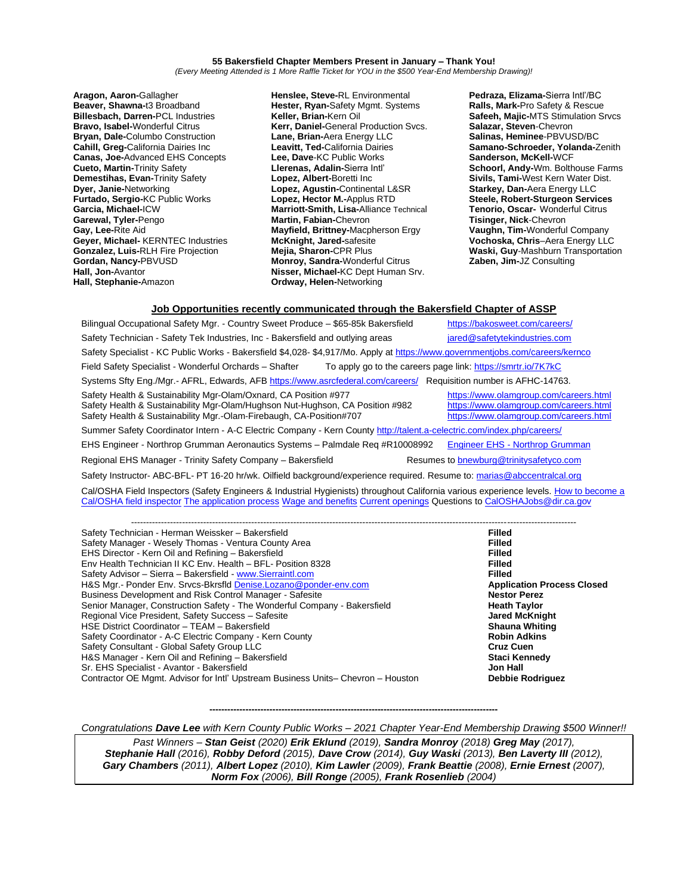**55 Bakersfield Chapter Members Present in January – Thank You!**

*(Every Meeting Attended is 1 More Raffle Ticket for YOU in the $500 Year-End Membership Drawing)!*

**Aragon, Aaron-**Gallagher
**Beaver, Shawna-**t3 Broadband
**Billesbach, Darren-**PCL Industries
**Bravo, Isabel-**Wonderful Citrus
**Bryan, Dale-**Columbo Construction
**Cahill, Greg-**California Dairies Inc
**Canas, Joe-**Advanced EHS Concepts
**Cueto, Martin-**Trinity Safety
**Demestihas, Evan-**Trinity Safety
**Dyer, Janie-**Networking
**Furtado, Sergio-**KC Public Works
**Garcia, Michael-**ICW
**Garewal, Tyler-**Pengo
**Gay, Lee-**Rite Aid
**Geyer, Michael-** KERNTEC Industries
**Gonzalez, Luis-**RLH Fire Projection
**Gordan, Nancy-**PBVUSD
**Hall, Jon-**Avantor
**Hall, Stephanie-**Amazon
**Henslee, Steve-**RL Environmental
**Hester, Ryan-**Safety Mgmt. Systems
**Keller, Brian-**Kern Oil
**Kerr, Daniel-**General Production Svcs.
**Lane, Brian-**Aera Energy LLC
**Leavitt, Ted-**California Dairies
**Lee, Dave**-KC Public Works
**Llerenas, Adalin-**Sierra Intl'
**Lopez, Albert**-Boretti Inc
**Lopez, Agustin-**Continental L&SR
**Lopez, Hector M.-**Applus RTD
**Marriott-Smith, Lisa-**Alliance Technical
**Martin, Fabian-**Chevron
**Mayfield, Brittney-**Macpherson Ergy
**McKnight, Jared-**safesite
**Mejia, Sharon-**CPR Plus
**Monroy, Sandra-**Wonderful Citrus
**Nisser, Michael-**KC Dept Human Srv.
**Ordway, Helen-**Networking
**Pedraza, Elizama-**Sierra Intl'/BC
**Ralls, Mark-**Pro Safety & Rescue
**Safeeh, Majic-**MTS Stimulation Srvcs
**Salazar, Steven**-Chevron
**Salinas, Heminee**-PBVUSD/BC
**Samano-Schroeder, Yolanda-**Zenith
**Sanderson, McKell-**WCF
**Schoorl, Andy-**Wm. Bolthouse Farms
**Sivils, Tami-**West Kern Water Dist.
**Starkey, Dan-**Aera Energy LLC
**Steele, Robert-Sturgeon Services**
**Tenorio, Oscar-** Wonderful Citrus
**Tisinger, Nick-**Chevron
**Vaughn, Tim-**Wonderful Company
**Vochoska, Chris**–Aera Energy LLC
**Waski, Guy**-Mashburn Transportation
**Zaben, Jim-**JZ Consulting

## Job Opportunities recently communicated through the Bakersfield Chapter of ASSP

Bilingual Occupational Safety Mgr. - Country Sweet Produce – $65-85k Bakersfield https://bakosweet.com/careers/

Safety Technician - Safety Tek Industries, Inc - Bakersfield and outlying areas jared@safetytekindustries.com

Safety Specialist - KC Public Works - Bakersfield $4,028- $4,917/Mo. Apply at https://www.governmentjobs.com/careers/kernco

Field Safety Specialist - Wonderful Orchards – Shafter To apply go to the careers page link: https://smrtr.io/7K7kC

Systems Sfty Eng./Mgr.- AFRL, Edwards, AFB https://www.asrcfederal.com/careers/ Requisition number is AFHC-14763.

Safety Health & Sustainability Mgr-Olam/Oxnard, CA Position #977 https://www.olamgroup.com/careers.html
Safety Health & Sustainability Mgr-Olam/Hughson Nut-Hughson, CA Position #982 https://www.olamgroup.com/careers.html
Safety Health & Sustainability Mgr.-Olam-Firebaugh, CA-Position#707 https://www.olamgroup.com/careers.html

Summer Safety Coordinator Intern - A-C Electric Company - Kern County http://talent.a-celectric.com/index.php/careers/

EHS Engineer - Northrop Grumman Aeronautics Systems – Palmdale Req #R10008992 Engineer EHS - Northrop Grumman

Regional EHS Manager - Trinity Safety Company – Bakersfield Resumes to bnewburg@trinitysafetyco.com

Safety Instructor- ABC-BFL- PT 16-20 hr/wk. Oilfield background/experience required. Resume to: marias@abccentralcal.org

Cal/OSHA Field Inspectors (Safety Engineers & Industrial Hygienists) throughout California various experience levels. How to become a Cal/OSHA field inspector The application process Wage and benefits Current openings Questions to CalOSHAJobs@dir.ca.gov

---

| | |
|---|---|
| Safety Technician - Herman Weissker – Bakersfield | **Filled** |
| Safety Manager - Wesely Thomas - Ventura County Area | **Filled** |
| EHS Director - Kern Oil and Refining – Bakersfield | **Filled** |
| Env Health Technician II KC Env. Health – BFL- Position 8328 | **Filled** |
| Safety Advisor – Sierra – Bakersfield - www.Sierraintl.com | **Filled** |
| H&S Mgr.- Ponder Env. Srvcs-Bkrsfld Denise.Lozano@ponder-env.com | **Application Process Closed** |
| Business Development and Risk Control Manager - Safesite | **Nestor Perez** |
| Senior Manager, Construction Safety - The Wonderful Company - Bakersfield | **Heath Taylor** |
| Regional Vice President, Safety Success – Safesite | **Jared McKnight** |
| HSE District Coordinator – TEAM – Bakersfield | **Shauna Whiting** |
| Safety Coordinator - A-C Electric Company - Kern County | **Robin Adkins** |
| Safety Consultant - Global Safety Group LLC | **Cruz Cuen** |
| H&S Manager - Kern Oil and Refining – Bakersfield | **Staci Kennedy** |
| Sr. EHS Specialist - Avantor - Bakersfield | **Jon Hall** |
| Contractor OE Mgmt. Advisor for Intl' Upstream Business Units– Chevron – Houston | **Debbie Rodriguez** |

---

*Congratulations **Dave Lee** with Kern County Public Works – 2021 Chapter Year-End Membership Drawing $500 Winner!!*

*Past Winners – **Stan Geist** (2020) **Erik Eklund** (2019), **Sandra Monroy** (2018) **Greg May** (2017), **Stephanie Hall** (2016), **Robby Deford** (2015), **Dave Crow** (2014), **Guy Waski** (2013), **Ben Laverty III** (2012), **Gary Chambers** (2011), **Albert Lopez** (2010), **Kim Lawler** (2009), **Frank Beattie** (2008), **Ernie Ernest** (2007), **Norm Fox** (2006), **Bill Ronge** (2005), **Frank Rosenlieb** (2004)*